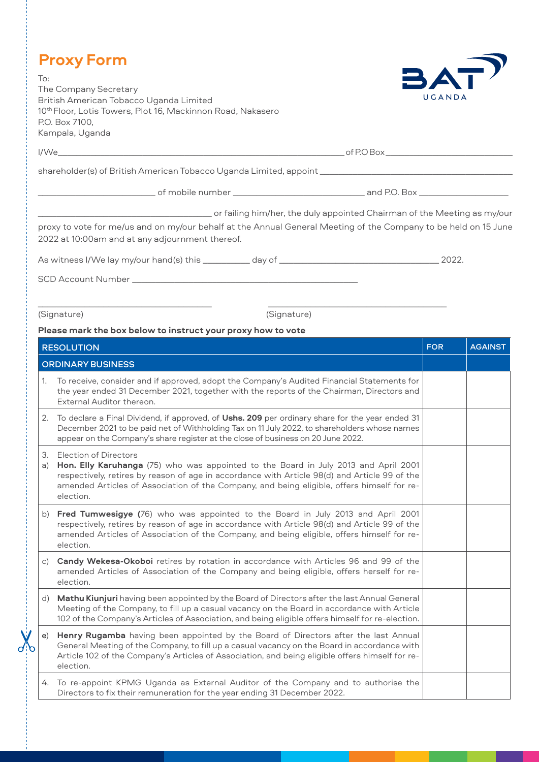# Proxy Form

To:
The Company Secretary
British American Tobacco Uganda Limited
10th Floor, Lotis Towers, Plot 16, Mackinnon Road, Nakasero
P.O. Box 7100,
Kampala, Uganda

I/We_________________________________________________________ of P.O Box___________________________

shareholder(s) of British American Tobacco Uganda Limited, appoint ______________________________________

_______________________ of mobile number ___________________________ and P.O. Box __________________

___________________________________ or failing him/her, the duly appointed Chairman of the Meeting as my/our proxy to vote for me/us and on my/our behalf at the Annual General Meeting of the Company to be held on 15 June 2022 at 10:00am and at any adjournment thereof.

As witness I/We lay my/our hand(s) this _________ day of _______________________________ 2022.

SCD Account Number ____________________________________________

___________________________________ ___________________________________

(Signature) (Signature)

**Please mark the box below to instruct your proxy how to vote**

| RESOLUTION | FOR | AGAINST |
|---|---|---|
| **ORDINARY BUSINESS** | | |
| 1. To receive, consider and if approved, adopt the Company's Audited Financial Statements for the year ended 31 December 2021, together with the reports of the Chairman, Directors and External Auditor thereon. | | |
| 2. To declare a Final Dividend, if approved, of **Ushs. 209** per ordinary share for the year ended 31 December 2021 to be paid net of Withholding Tax on 11 July 2022, to shareholders whose names appear on the Company's share register at the close of business on 20 June 2022. | | |
| 3. Election of Directors<br>a) **Hon. Elly Karuhanga** (75) who was appointed to the Board in July 2013 and April 2001 respectively, retires by reason of age in accordance with Article 98(d) and Article 99 of the amended Articles of Association of the Company, and being eligible, offers himself for re-election. | | |
| b) **Fred Tumwesigye (**76) who was appointed to the Board in July 2013 and April 2001 respectively, retires by reason of age in accordance with Article 98(d) and Article 99 of the amended Articles of Association of the Company, and being eligible, offers himself for re-election. | | |
| c) **Candy Wekesa-Okoboi** retires by rotation in accordance with Articles 96 and 99 of the amended Articles of Association of the Company and being eligible, offers herself for re-election. | | |
| d) **Mathu Kiunjuri** having been appointed by the Board of Directors after the last Annual General Meeting of the Company, to fill up a casual vacancy on the Board in accordance with Article 102 of the Company's Articles of Association, and being eligible offers himself for re-election. | | |
| e) **Henry Rugamba** having been appointed by the Board of Directors after the last Annual General Meeting of the Company, to fill up a casual vacancy on the Board in accordance with Article 102 of the Company's Articles of Association, and being eligible offers himself for re-election. | | |
| 4. To re-appoint KPMG Uganda as External Auditor of the Company and to authorise the Directors to fix their remuneration for the year ending 31 December 2022. | | |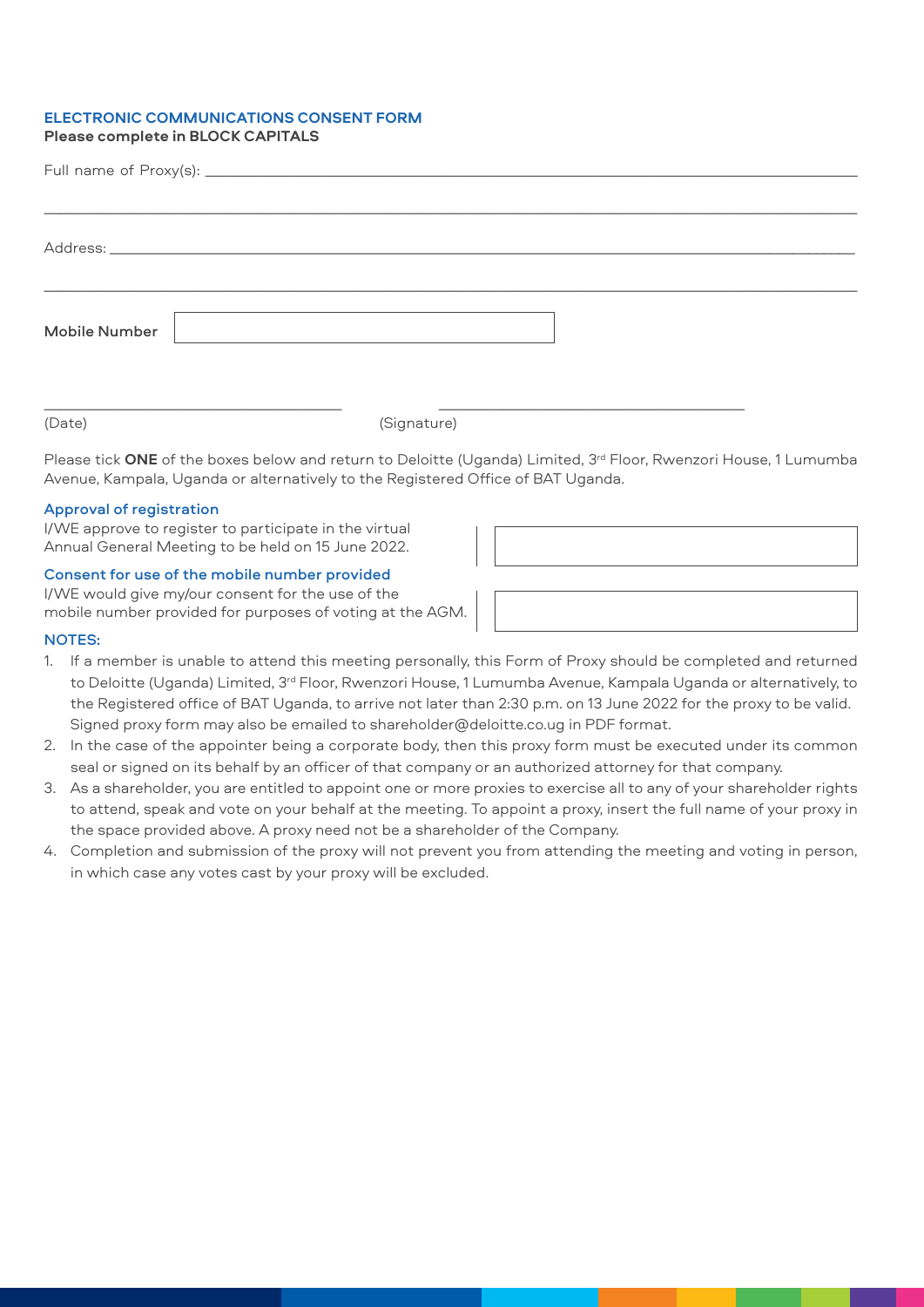## ELECTRONIC COMMUNICATIONS CONSENT FORM

**Please complete in BLOCK CAPITALS**

Full name of Proxy(s): ____________________________________________

____________________________________________

Address: ____________________________________________

____________________________________________

**Mobile Number** [ ]

____________________ ____________________

(Date) (Signature)

Please tick **ONE** of the boxes below and return to Deloitte (Uganda) Limited, 3rd Floor, Rwenzori House, 1 Lumumba Avenue, Kampala, Uganda or alternatively to the Registered Office of BAT Uganda.

**Approval of registration**

I/WE approve to register to participate in the virtual Annual General Meeting to be held on 15 June 2022. [ ]

**Consent for use of the mobile number provided**

I/WE would give my/our consent for the use of the mobile number provided for purposes of voting at the AGM. [ ]

**NOTES:**

1. If a member is unable to attend this meeting personally, this Form of Proxy should be completed and returned to Deloitte (Uganda) Limited, 3rd Floor, Rwenzori House, 1 Lumumba Avenue, Kampala Uganda or alternatively, to the Registered office of BAT Uganda, to arrive not later than 2:30 p.m. on 13 June 2022 for the proxy to be valid. Signed proxy form may also be emailed to shareholder@deloitte.co.ug in PDF format.
2. In the case of the appointer being a corporate body, then this proxy form must be executed under its common seal or signed on its behalf by an officer of that company or an authorized attorney for that company.
3. As a shareholder, you are entitled to appoint one or more proxies to exercise all to any of your shareholder rights to attend, speak and vote on your behalf at the meeting. To appoint a proxy, insert the full name of your proxy in the space provided above. A proxy need not be a shareholder of the Company.
4. Completion and submission of the proxy will not prevent you from attending the meeting and voting in person, in which case any votes cast by your proxy will be excluded.